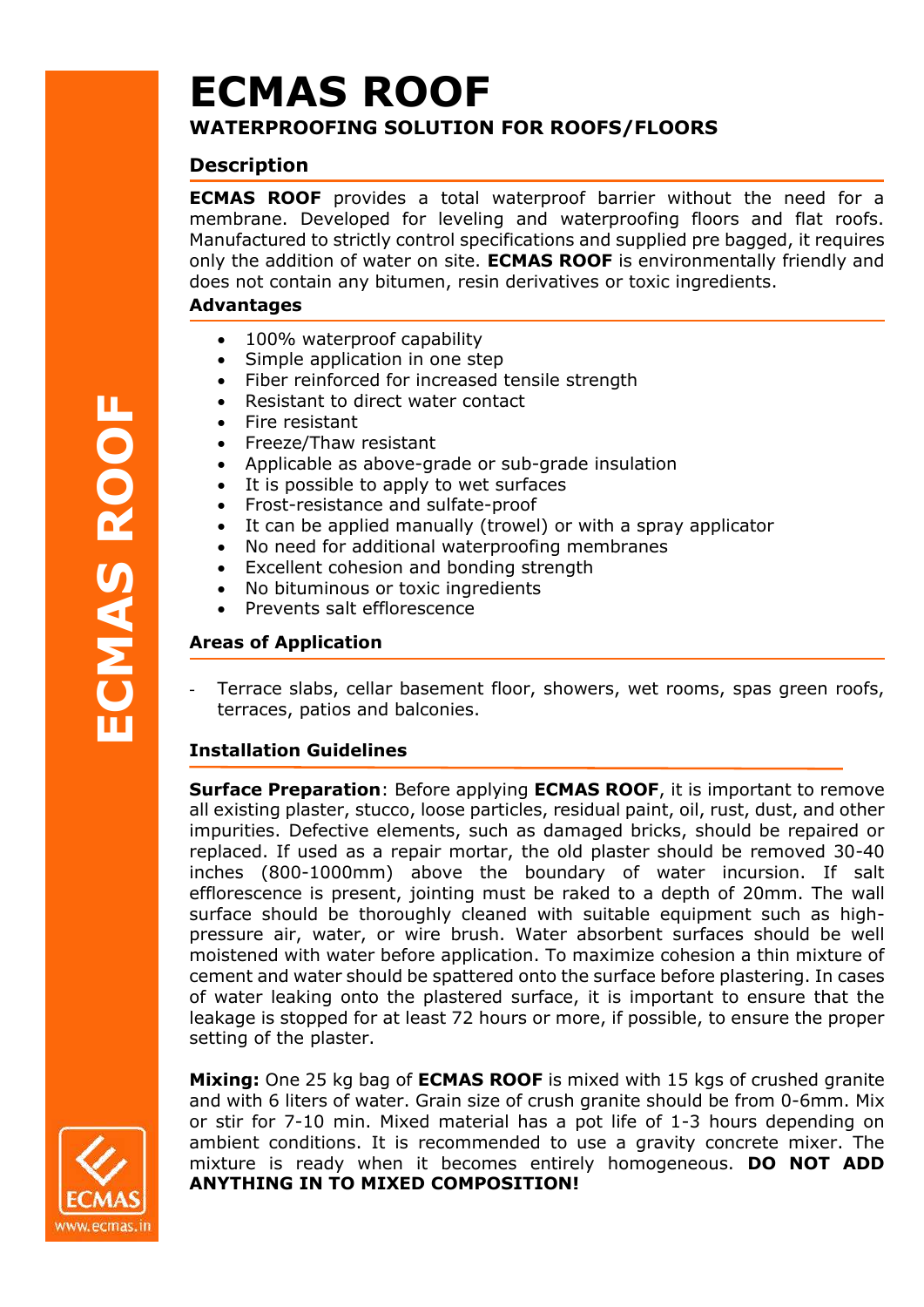# ECMAS ROOF

## WATERPROOFING SOLUTION FOR ROOFS/FLOORS

### Description

**ECMAS ROOF** provides a total waterproof barrier without the need for a membrane. Developed for leveling and waterproofing floors and flat roofs. Manufactured to strictly control specifications and supplied pre bagged, it requires only the addition of water on site. **ECMAS ROOF** is environmentally friendly and does not contain any bitumen, resin derivatives or toxic ingredients.

### Advantages

- 100% waterproof capability
- Simple application in one step
- Fiber reinforced for increased tensile strength
- Resistant to direct water contact
- Fire resistant
- Freeze/Thaw resistant
- Applicable as above-grade or sub-grade insulation
- It is possible to apply to wet surfaces
- Frost-resistance and sulfate-proof
- It can be applied manually (trowel) or with a spray applicator
- No need for additional waterproofing membranes
- Excellent cohesion and bonding strength
- No bituminous or toxic ingredients
- Prevents salt efflorescence

### Areas of Application

- Terrace slabs, cellar basement floor, showers, wet rooms, spas green roofs, terraces, patios and balconies.

### Installation Guidelines

**Surface Preparation**: Before applying **ECMAS ROOF**, it is important to remove all existing plaster, stucco, loose particles, residual paint, oil, rust, dust, and other impurities. Defective elements, such as damaged bricks, should be repaired or replaced. If used as a repair mortar, the old plaster should be removed 30-40 inches (800-1000mm) above the boundary of water incursion. If salt efflorescence is present, jointing must be raked to a depth of 20mm. The wall surface should be thoroughly cleaned with suitable equipment such as high-pressure air, water, or wire brush. Water absorbent surfaces should be well moistened with water before application. To maximize cohesion a thin mixture of cement and water should be spattered onto the surface before plastering. In cases of water leaking onto the plastered surface, it is important to ensure that the leakage is stopped for at least 72 hours or more, if possible, to ensure the proper setting of the plaster.

**Mixing:** One 25 kg bag of **ECMAS ROOF** is mixed with 15 kgs of crushed granite and with 6 liters of water. Grain size of crush granite should be from 0-6mm. Mix or stir for 7-10 min. Mixed material has a pot life of 1-3 hours depending on ambient conditions. It is recommended to use a gravity concrete mixer. The mixture is ready when it becomes entirely homogeneous. **DO NOT ADD ANYTHING IN TO MIXED COMPOSITION!**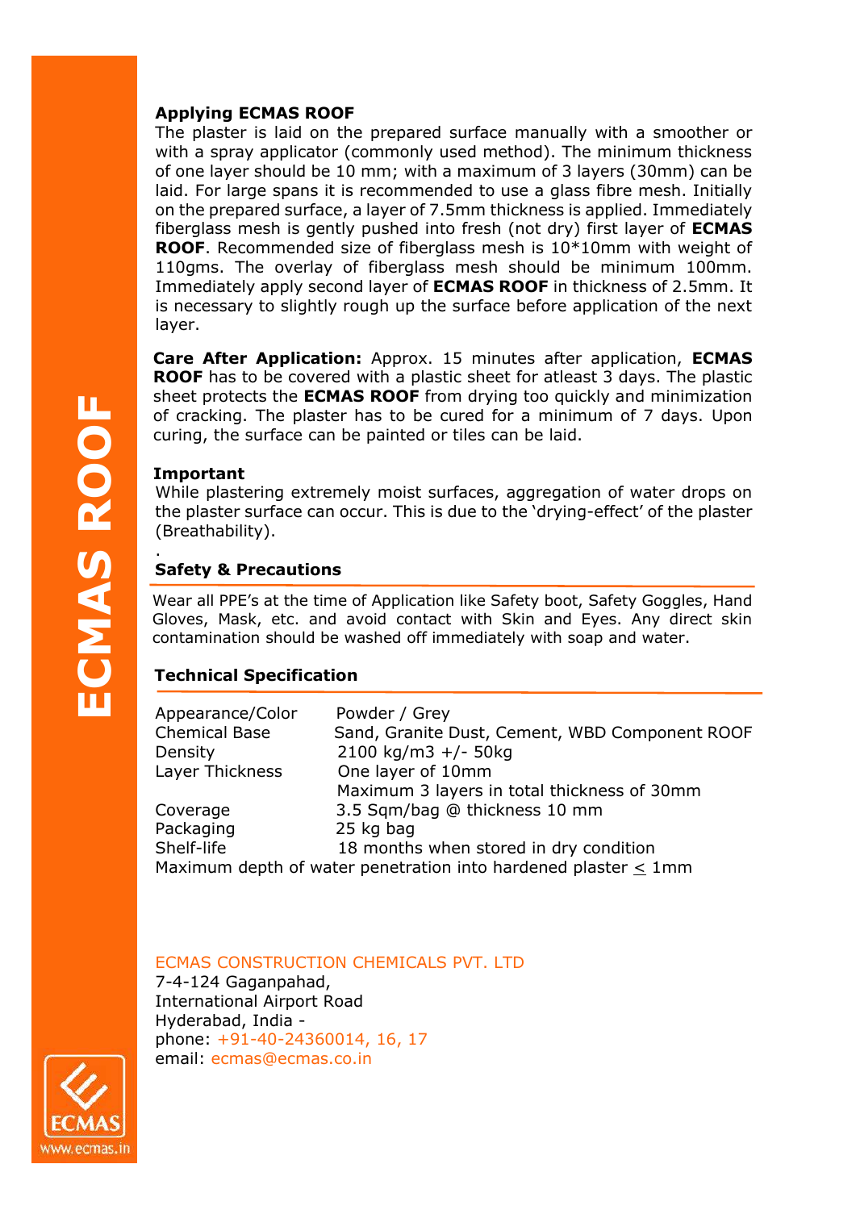**Applying ECMAS ROOF**

The plaster is laid on the prepared surface manually with a smoother or with a spray applicator (commonly used method). The minimum thickness of one layer should be 10 mm; with a maximum of 3 layers (30mm) can be laid. For large spans it is recommended to use a glass fibre mesh. Initially on the prepared surface, a layer of 7.5mm thickness is applied. Immediately fiberglass mesh is gently pushed into fresh (not dry) first layer of **ECMAS ROOF**. Recommended size of fiberglass mesh is 10*10mm with weight of 110gms. The overlay of fiberglass mesh should be minimum 100mm. Immediately apply second layer of **ECMAS ROOF** in thickness of 2.5mm. It is necessary to slightly rough up the surface before application of the next layer.

**Care After Application:** Approx. 15 minutes after application, **ECMAS ROOF** has to be covered with a plastic sheet for atleast 3 days. The plastic sheet protects the **ECMAS ROOF** from drying too quickly and minimization of cracking. The plaster has to be cured for a minimum of 7 days. Upon curing, the surface can be painted or tiles can be laid.

**Important**

While plastering extremely moist surfaces, aggregation of water drops on the plaster surface can occur. This is due to the 'drying-effect' of the plaster (Breathability).

.

**Safety & Precautions**

Wear all PPE's at the time of Application like Safety boot, Safety Goggles, Hand Gloves, Mask, etc. and avoid contact with Skin and Eyes. Any direct skin contamination should be washed off immediately with soap and water.

**Technical Specification**

| | |
|---|---|
| Appearance/Color | Powder / Grey |
| Chemical Base | Sand, Granite Dust, Cement, WBD Component ROOF |
| Density | 2100 kg/m3 +/- 50kg |
| Layer Thickness | One layer of 10mm<br>Maximum 3 layers in total thickness of 30mm |
| Coverage | 3.5 Sqm/bag @ thickness 10 mm |
| Packaging | 25 kg bag |
| Shelf-life | 18 months when stored in dry condition |

Maximum depth of water penetration into hardened plaster $\leq$ 1mm

ECMAS CONSTRUCTION CHEMICALS PVT. LTD
7-4-124 Gaganpahad,
International Airport Road
Hyderabad, India -
phone: +91-40-24360014, 16, 17
email: ecmas@ecmas.co.in